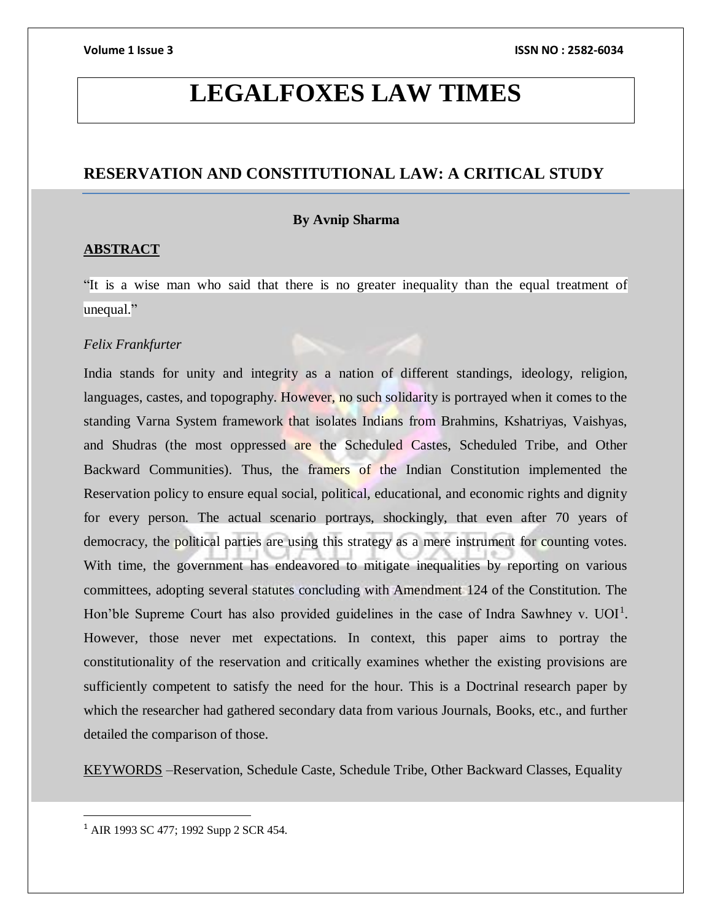# LEGALFOXES LAW TIMES

## RESERVATION AND CONSTITUTIONAL LAW: A CRITICAL STUDY

**By Avnip Sharma**

### ABSTRACT

"It is a wise man who said that there is no greater inequality than the equal treatment of unequal."

*Felix Frankfurter*

India stands for unity and integrity as a nation of different standings, ideology, religion, languages, castes, and topography. However, no such solidarity is portrayed when it comes to the standing Varna System framework that isolates Indians from Brahmins, Kshatriyas, Vaishyas, and Shudras (the most oppressed are the Scheduled Castes, Scheduled Tribe, and Other Backward Communities). Thus, the framers of the Indian Constitution implemented the Reservation policy to ensure equal social, political, educational, and economic rights and dignity for every person. The actual scenario portrays, shockingly, that even after 70 years of democracy, the political parties are using this strategy as a mere instrument for counting votes. With time, the government has endeavored to mitigate inequalities by reporting on various committees, adopting several statutes concluding with Amendment 124 of the Constitution. The Hon'ble Supreme Court has also provided guidelines in the case of Indra Sawhney v. UOI[1]. However, those never met expectations. In context, this paper aims to portray the constitutionality of the reservation and critically examines whether the existing provisions are sufficiently competent to satisfy the need for the hour. This is a Doctrinal research paper by which the researcher had gathered secondary data from various Journals, Books, etc., and further detailed the comparison of those.

KEYWORDS –Reservation, Schedule Caste, Schedule Tribe, Other Backward Classes, Equality

---

[1] AIR 1993 SC 477; 1992 Supp 2 SCR 454.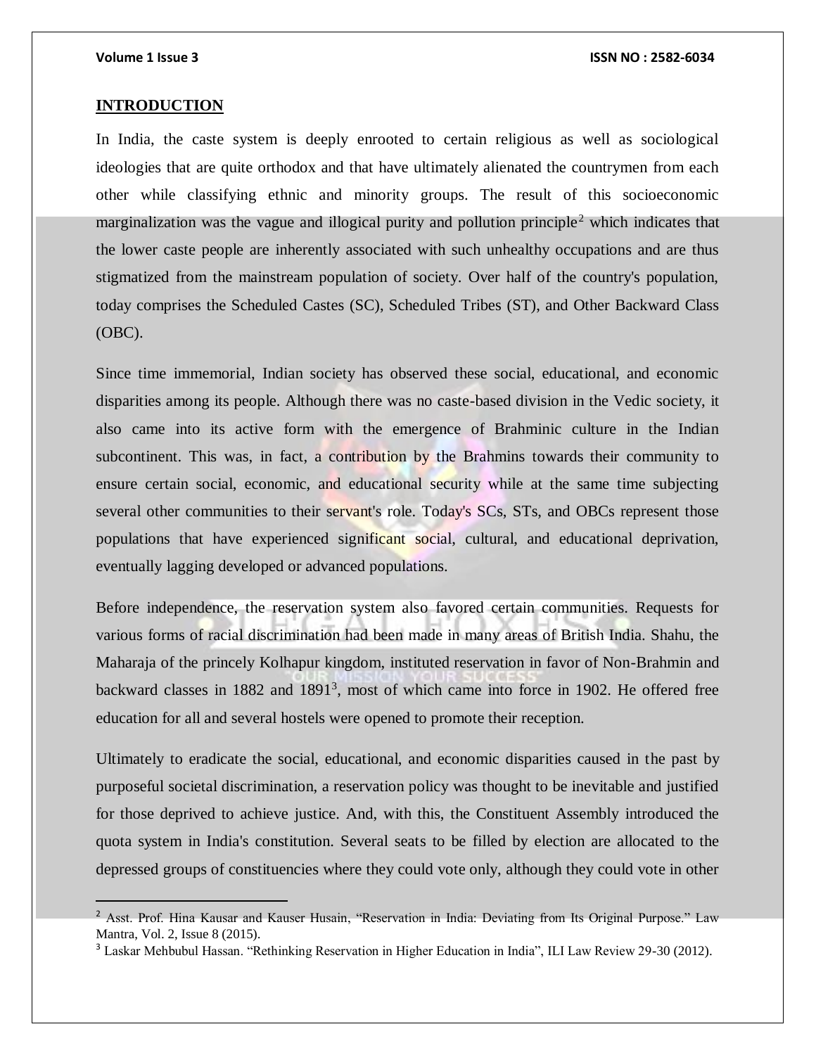## INTRODUCTION

In India, the caste system is deeply enrooted to certain religious as well as sociological ideologies that are quite orthodox and that have ultimately alienated the countrymen from each other while classifying ethnic and minority groups. The result of this socioeconomic marginalization was the vague and illogical purity and pollution principle[2] which indicates that the lower caste people are inherently associated with such unhealthy occupations and are thus stigmatized from the mainstream population of society. Over half of the country's population, today comprises the Scheduled Castes (SC), Scheduled Tribes (ST), and Other Backward Class (OBC).

Since time immemorial, Indian society has observed these social, educational, and economic disparities among its people. Although there was no caste-based division in the Vedic society, it also came into its active form with the emergence of Brahminic culture in the Indian subcontinent. This was, in fact, a contribution by the Brahmins towards their community to ensure certain social, economic, and educational security while at the same time subjecting several other communities to their servant's role. Today's SCs, STs, and OBCs represent those populations that have experienced significant social, cultural, and educational deprivation, eventually lagging developed or advanced populations.

Before independence, the reservation system also favored certain communities. Requests for various forms of racial discrimination had been made in many areas of British India. Shahu, the Maharaja of the princely Kolhapur kingdom, instituted reservation in favor of Non-Brahmin and backward classes in 1882 and 1891[3], most of which came into force in 1902. He offered free education for all and several hostels were opened to promote their reception.

Ultimately to eradicate the social, educational, and economic disparities caused in the past by purposeful societal discrimination, a reservation policy was thought to be inevitable and justified for those deprived to achieve justice. And, with this, the Constituent Assembly introduced the quota system in India's constitution. Several seats to be filled by election are allocated to the depressed groups of constituencies where they could vote only, although they could vote in other

---

[2] Asst. Prof. Hina Kausar and Kauser Husain, "Reservation in India: Deviating from Its Original Purpose." Law Mantra, Vol. 2, Issue 8 (2015).

[3] Laskar Mehbubul Hassan. "Rethinking Reservation in Higher Education in India", ILI Law Review 29-30 (2012).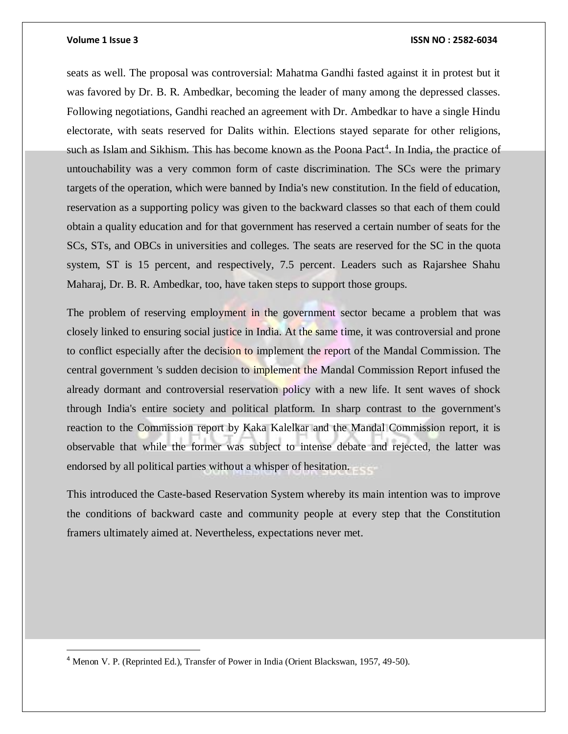seats as well. The proposal was controversial: Mahatma Gandhi fasted against it in protest but it was favored by Dr. B. R. Ambedkar, becoming the leader of many among the depressed classes. Following negotiations, Gandhi reached an agreement with Dr. Ambedkar to have a single Hindu electorate, with seats reserved for Dalits within. Elections stayed separate for other religions, such as Islam and Sikhism. This has become known as the Poona Pact[4]. In India, the practice of untouchability was a very common form of caste discrimination. The SCs were the primary targets of the operation, which were banned by India's new constitution. In the field of education, reservation as a supporting policy was given to the backward classes so that each of them could obtain a quality education and for that government has reserved a certain number of seats for the SCs, STs, and OBCs in universities and colleges. The seats are reserved for the SC in the quota system, ST is 15 percent, and respectively, 7.5 percent. Leaders such as Rajarshee Shahu Maharaj, Dr. B. R. Ambedkar, too, have taken steps to support those groups.

The problem of reserving employment in the government sector became a problem that was closely linked to ensuring social justice in India. At the same time, it was controversial and prone to conflict especially after the decision to implement the report of the Mandal Commission. The central government 's sudden decision to implement the Mandal Commission Report infused the already dormant and controversial reservation policy with a new life. It sent waves of shock through India's entire society and political platform. In sharp contrast to the government's reaction to the Commission report by Kaka Kalelkar and the Mandal Commission report, it is observable that while the former was subject to intense debate and rejected, the latter was endorsed by all political parties without a whisper of hesitation.

This introduced the Caste-based Reservation System whereby its main intention was to improve the conditions of backward caste and community people at every step that the Constitution framers ultimately aimed at. Nevertheless, expectations never met.

---

[4] Menon V. P. (Reprinted Ed.), Transfer of Power in India (Orient Blackswan, 1957, 49-50).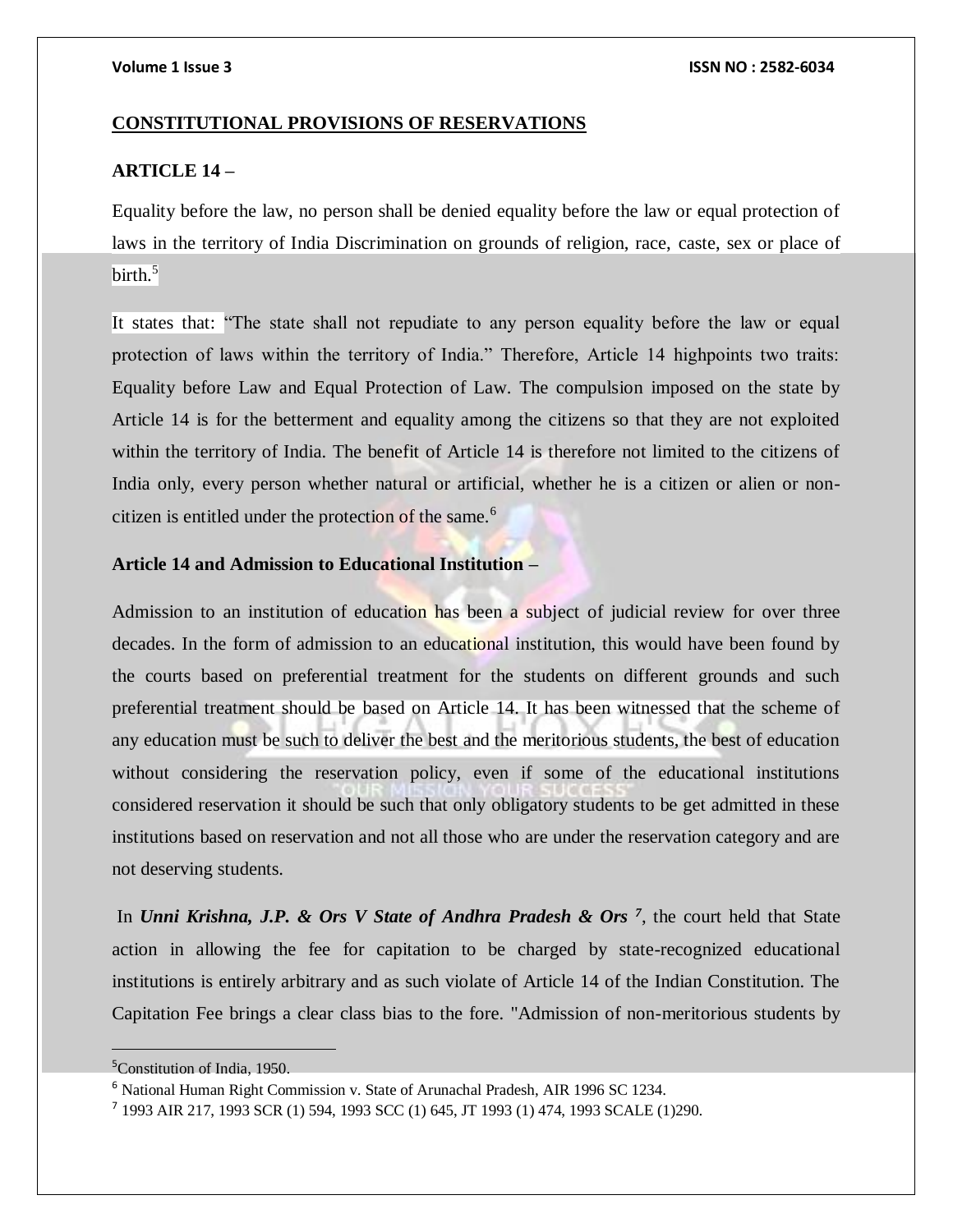## CONSTITUTIONAL PROVISIONS OF RESERVATIONS

### ARTICLE 14 –

Equality before the law, no person shall be denied equality before the law or equal protection of laws in the territory of India Discrimination on grounds of religion, race, caste, sex or place of birth.[5]

It states that: "The state shall not repudiate to any person equality before the law or equal protection of laws within the territory of India." Therefore, Article 14 highpoints two traits: Equality before Law and Equal Protection of Law. The compulsion imposed on the state by Article 14 is for the betterment and equality among the citizens so that they are not exploited within the territory of India. The benefit of Article 14 is therefore not limited to the citizens of India only, every person whether natural or artificial, whether he is a citizen or alien or non-citizen is entitled under the protection of the same.[6]

### Article 14 and Admission to Educational Institution –

Admission to an institution of education has been a subject of judicial review for over three decades. In the form of admission to an educational institution, this would have been found by the courts based on preferential treatment for the students on different grounds and such preferential treatment should be based on Article 14. It has been witnessed that the scheme of any education must be such to deliver the best and the meritorious students, the best of education without considering the reservation policy, even if some of the educational institutions considered reservation it should be such that only obligatory students to be get admitted in these institutions based on reservation and not all those who are under the reservation category and are not deserving students.

In ***Unni Krishna, J.P. & Ors V State of Andhra Pradesh & Ors*** [7], the court held that State action in allowing the fee for capitation to be charged by state-recognized educational institutions is entirely arbitrary and as such violate of Article 14 of the Indian Constitution. The Capitation Fee brings a clear class bias to the fore. "Admission of non-meritorious students by

---

[5] Constitution of India, 1950.

[6] National Human Right Commission v. State of Arunachal Pradesh, AIR 1996 SC 1234.

[7] 1993 AIR 217, 1993 SCR (1) 594, 1993 SCC (1) 645, JT 1993 (1) 474, 1993 SCALE (1)290.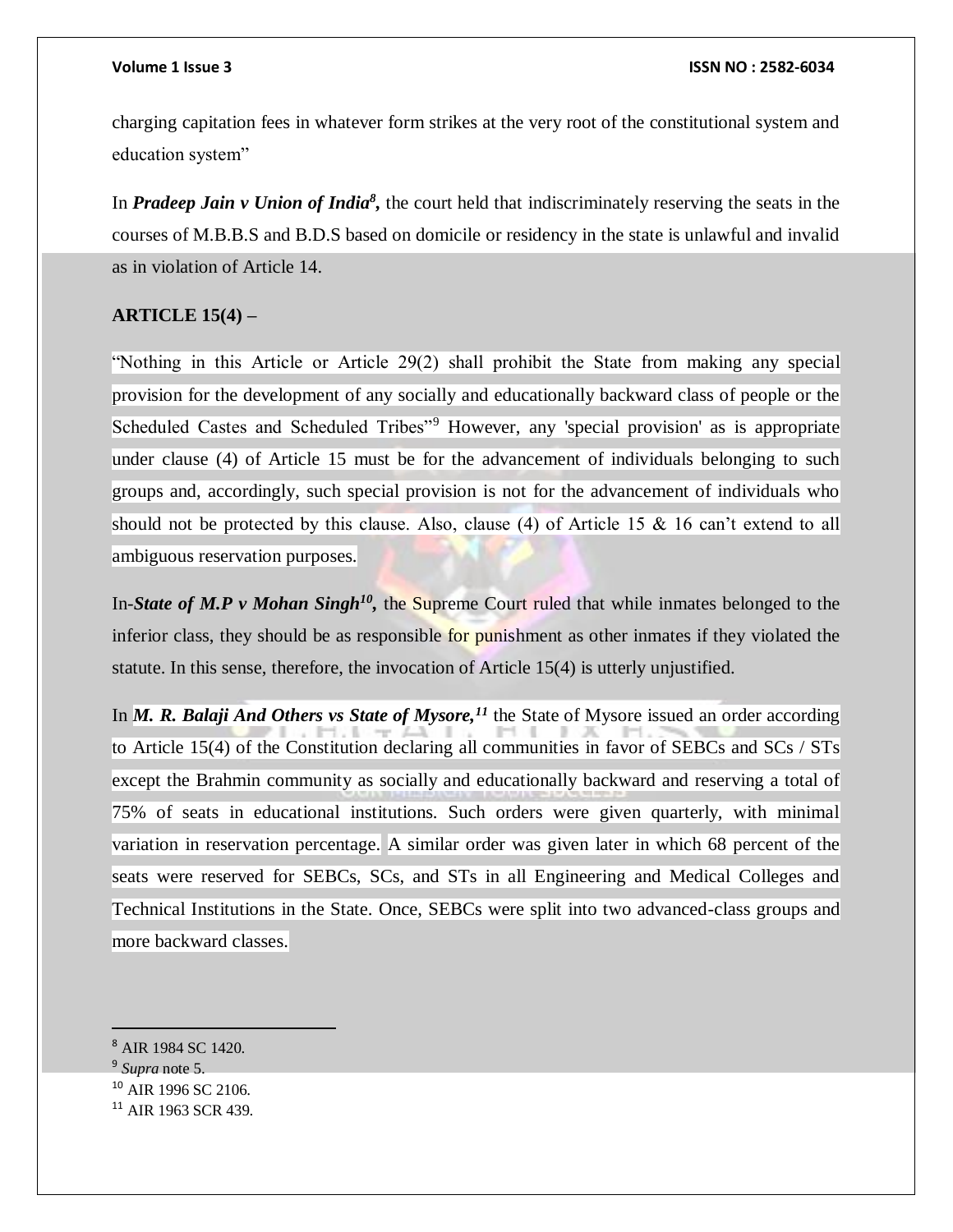charging capitation fees in whatever form strikes at the very root of the constitutional system and education system"

In ***Pradeep Jain v Union of India***[8], the court held that indiscriminately reserving the seats in the courses of M.B.B.S and B.D.S based on domicile or residency in the state is unlawful and invalid as in violation of Article 14.

**ARTICLE 15(4) –**

"Nothing in this Article or Article 29(2) shall prohibit the State from making any special provision for the development of any socially and educationally backward class of people or the Scheduled Castes and Scheduled Tribes"[9] However, any 'special provision' as is appropriate under clause (4) of Article 15 must be for the advancement of individuals belonging to such groups and, accordingly, such special provision is not for the advancement of individuals who should not be protected by this clause. Also, clause (4) of Article 15 & 16 can't extend to all ambiguous reservation purposes.

In-***State of M.P v Mohan Singh***[10], the Supreme Court ruled that while inmates belonged to the inferior class, they should be as responsible for punishment as other inmates if they violated the statute. In this sense, therefore, the invocation of Article 15(4) is utterly unjustified.

In ***M. R. Balaji And Others vs State of Mysore,***[11] the State of Mysore issued an order according to Article 15(4) of the Constitution declaring all communities in favor of SEBCs and SCs / STs except the Brahmin community as socially and educationally backward and reserving a total of 75% of seats in educational institutions. Such orders were given quarterly, with minimal variation in reservation percentage. A similar order was given later in which 68 percent of the seats were reserved for SEBCs, SCs, and STs in all Engineering and Medical Colleges and Technical Institutions in the State. Once, SEBCs were split into two advanced-class groups and more backward classes.

---

[8] AIR 1984 SC 1420.

[9] *Supra* note 5.

[10] AIR 1996 SC 2106.

[11] AIR 1963 SCR 439.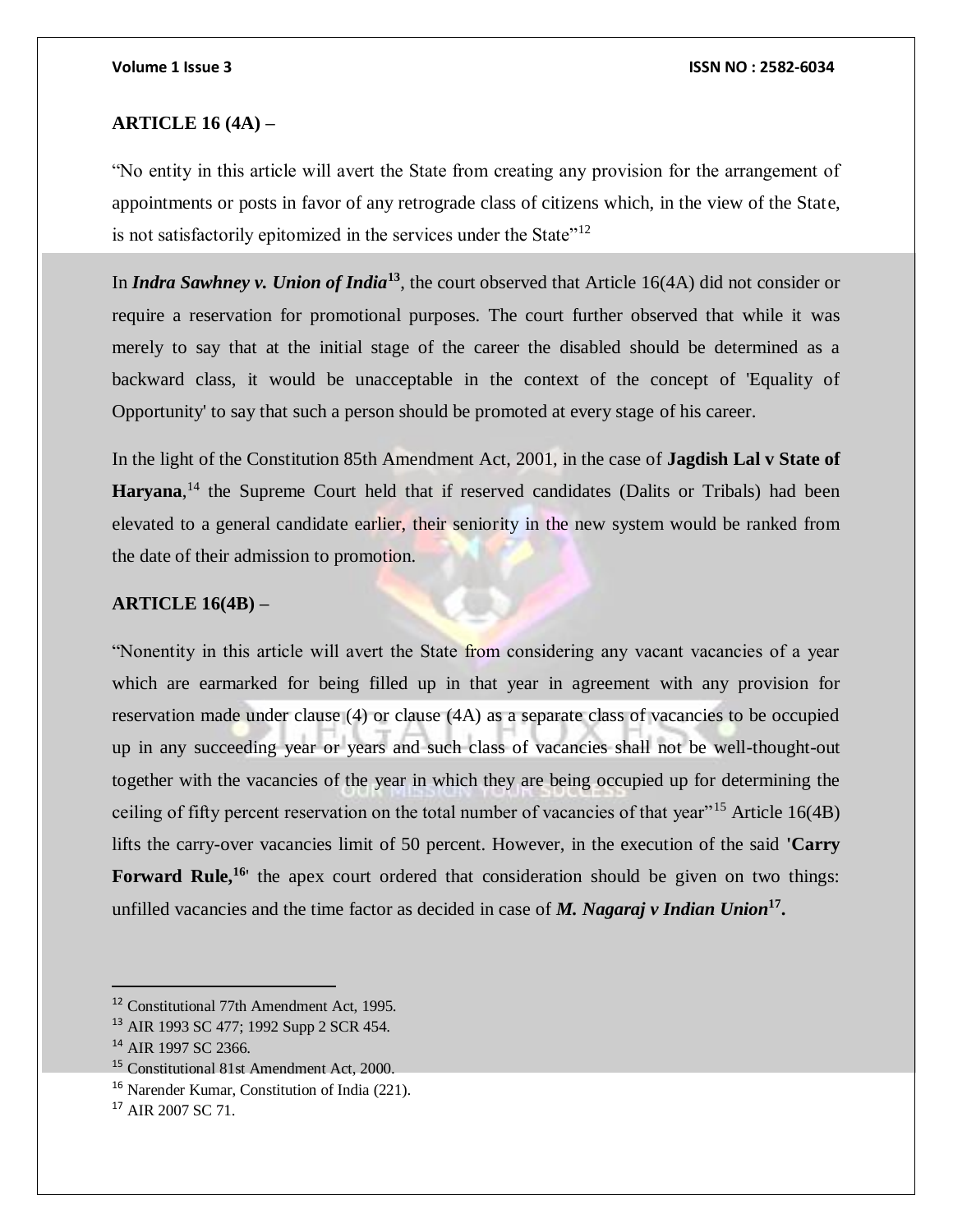**ARTICLE 16 (4A) –**

"No entity in this article will avert the State from creating any provision for the arrangement of appointments or posts in favor of any retrograde class of citizens which, in the view of the State, is not satisfactorily epitomized in the services under the State"[12]

In ***Indra Sawhney v. Union of India***[13], the court observed that Article 16(4A) did not consider or require a reservation for promotional purposes. The court further observed that while it was merely to say that at the initial stage of the career the disabled should be determined as a backward class, it would be unacceptable in the context of the concept of 'Equality of Opportunity' to say that such a person should be promoted at every stage of his career.

In the light of the Constitution 85th Amendment Act, 2001, in the case of **Jagdish Lal v State of Haryana**,[14] the Supreme Court held that if reserved candidates (Dalits or Tribals) had been elevated to a general candidate earlier, their seniority in the new system would be ranked from the date of their admission to promotion.

**ARTICLE 16(4B) –**

"Nonentity in this article will avert the State from considering any vacant vacancies of a year which are earmarked for being filled up in that year in agreement with any provision for reservation made under clause (4) or clause (4A) as a separate class of vacancies to be occupied up in any succeeding year or years and such class of vacancies shall not be well-thought-out together with the vacancies of the year in which they are being occupied up for determining the ceiling of fifty percent reservation on the total number of vacancies of that year"[15] Article 16(4B) lifts the carry-over vacancies limit of 50 percent. However, in the execution of the said **'Carry Forward Rule,[16]'** the apex court ordered that consideration should be given on two things: unfilled vacancies and the time factor as decided in case of ***M. Nagaraj v Indian Union***[17]**.**

---

[12] Constitutional 77th Amendment Act, 1995.

[13] AIR 1993 SC 477; 1992 Supp 2 SCR 454.

[14] AIR 1997 SC 2366.

[15] Constitutional 81st Amendment Act, 2000.

[16] Narender Kumar, Constitution of India (221).

[17] AIR 2007 SC 71.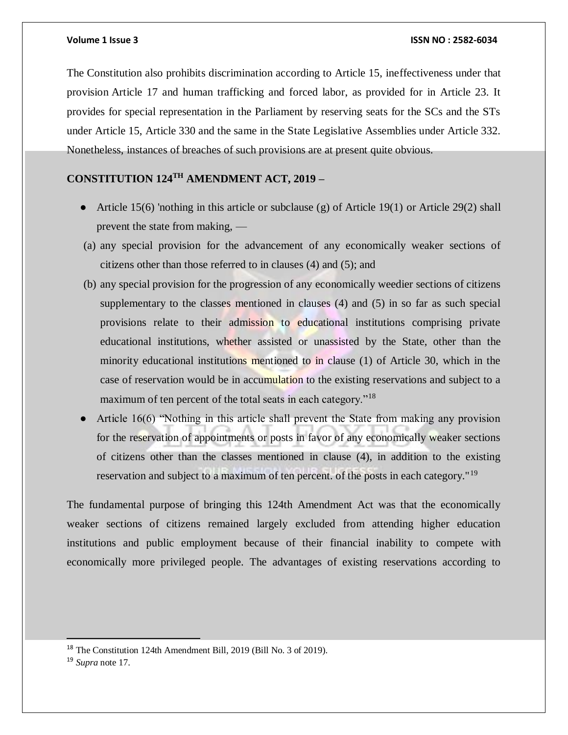The Constitution also prohibits discrimination according to Article 15, ineffectiveness under that provision Article 17 and human trafficking and forced labor, as provided for in Article 23. It provides for special representation in the Parliament by reserving seats for the SCs and the STs under Article 15, Article 330 and the same in the State Legislative Assemblies under Article 332. Nonetheless, instances of breaches of such provisions are at present quite obvious.

## CONSTITUTION 124TH AMENDMENT ACT, 2019 –

- Article 15(6) 'nothing in this article or subclause (g) of Article 19(1) or Article 29(2) shall prevent the state from making, —
  (a) any special provision for the advancement of any economically weaker sections of citizens other than those referred to in clauses (4) and (5); and
  (b) any special provision for the progression of any economically weedier sections of citizens supplementary to the classes mentioned in clauses (4) and (5) in so far as such special provisions relate to their admission to educational institutions comprising private educational institutions, whether assisted or unassisted by the State, other than the minority educational institutions mentioned to in clause (1) of Article 30, which in the case of reservation would be in accumulation to the existing reservations and subject to a maximum of ten percent of the total seats in each category."[18]
- Article 16(6) "Nothing in this article shall prevent the State from making any provision for the reservation of appointments or posts in favor of any economically weaker sections of citizens other than the classes mentioned in clause (4), in addition to the existing reservation and subject to a maximum of ten percent. of the posts in each category."[19]

The fundamental purpose of bringing this 124th Amendment Act was that the economically weaker sections of citizens remained largely excluded from attending higher education institutions and public employment because of their financial inability to compete with economically more privileged people. The advantages of existing reservations according to

---

[18] The Constitution 124th Amendment Bill, 2019 (Bill No. 3 of 2019).

[19] *Supra* note 17.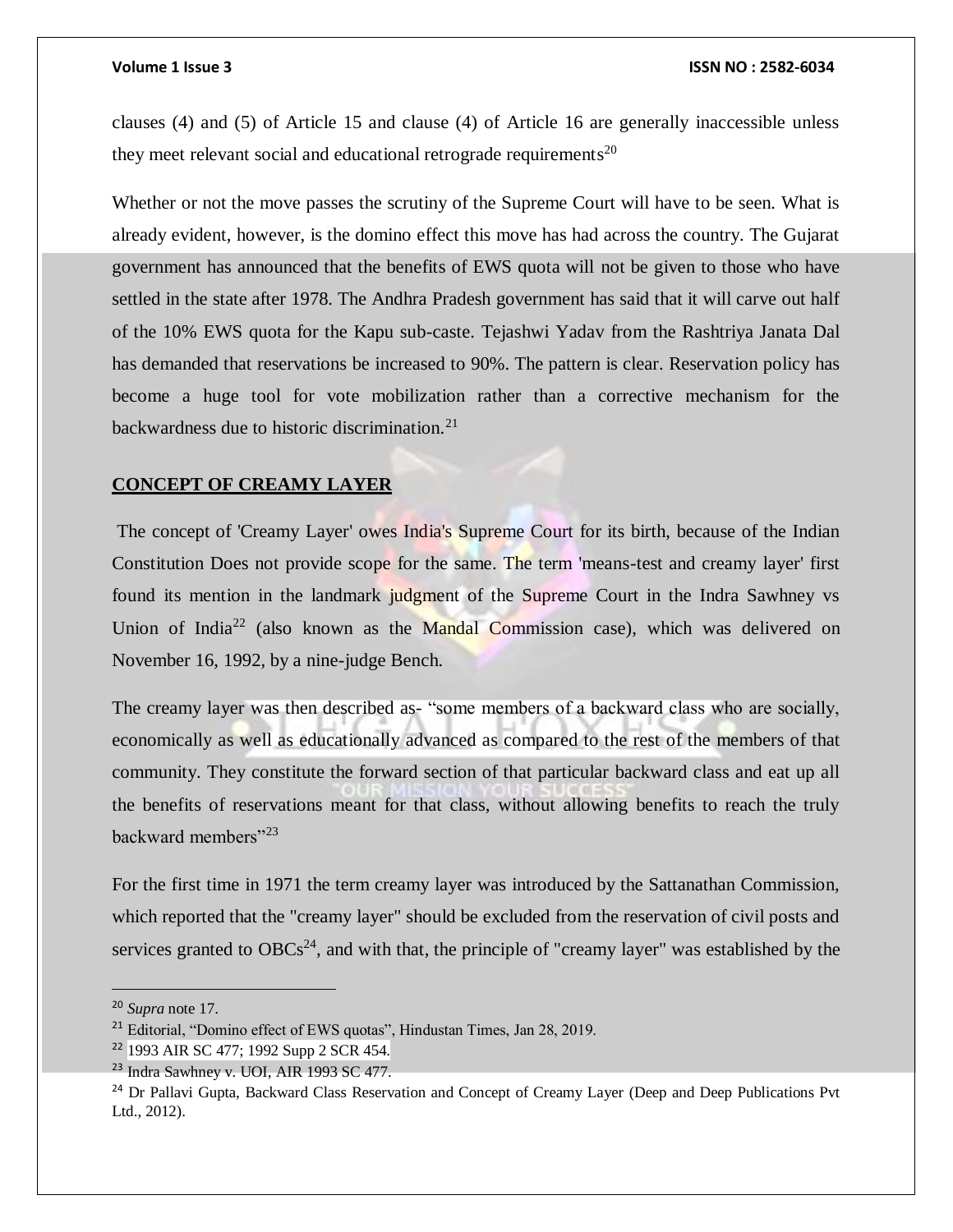clauses (4) and (5) of Article 15 and clause (4) of Article 16 are generally inaccessible unless they meet relevant social and educational retrograde requirements[20]

Whether or not the move passes the scrutiny of the Supreme Court will have to be seen. What is already evident, however, is the domino effect this move has had across the country. The Gujarat government has announced that the benefits of EWS quota will not be given to those who have settled in the state after 1978. The Andhra Pradesh government has said that it will carve out half of the 10% EWS quota for the Kapu sub-caste. Tejashwi Yadav from the Rashtriya Janata Dal has demanded that reservations be increased to 90%. The pattern is clear. Reservation policy has become a huge tool for vote mobilization rather than a corrective mechanism for the backwardness due to historic discrimination.[21]

## CONCEPT OF CREAMY LAYER

The concept of 'Creamy Layer' owes India's Supreme Court for its birth, because of the Indian Constitution Does not provide scope for the same. The term 'means-test and creamy layer' first found its mention in the landmark judgment of the Supreme Court in the Indra Sawhney vs Union of India[22] (also known as the Mandal Commission case), which was delivered on November 16, 1992, by a nine-judge Bench.

The creamy layer was then described as- "some members of a backward class who are socially, economically as well as educationally advanced as compared to the rest of the members of that community. They constitute the forward section of that particular backward class and eat up all the benefits of reservations meant for that class, without allowing benefits to reach the truly backward members"[23]

For the first time in 1971 the term creamy layer was introduced by the Sattanathan Commission, which reported that the "creamy layer" should be excluded from the reservation of civil posts and services granted to OBCs[24], and with that, the principle of "creamy layer" was established by the

---

[20] *Supra* note 17.

[21] Editorial, "Domino effect of EWS quotas", Hindustan Times, Jan 28, 2019.

[22] 1993 AIR SC 477; 1992 Supp 2 SCR 454.

[23] Indra Sawhney v. UOI, AIR 1993 SC 477.

[24] Dr Pallavi Gupta, Backward Class Reservation and Concept of Creamy Layer (Deep and Deep Publications Pvt Ltd., 2012).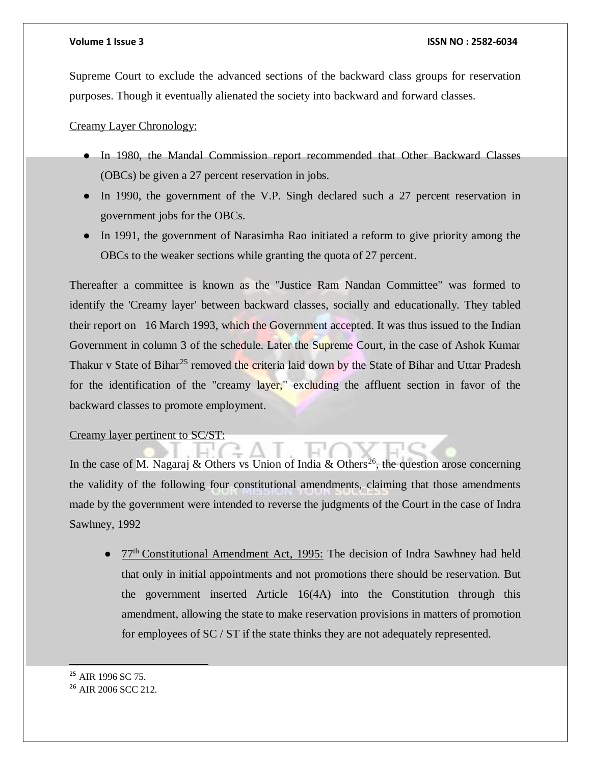Supreme Court to exclude the advanced sections of the backward class groups for reservation purposes. Though it eventually alienated the society into backward and forward classes.

Creamy Layer Chronology:

- In 1980, the Mandal Commission report recommended that Other Backward Classes (OBCs) be given a 27 percent reservation in jobs.
- In 1990, the government of the V.P. Singh declared such a 27 percent reservation in government jobs for the OBCs.
- In 1991, the government of Narasimha Rao initiated a reform to give priority among the OBCs to the weaker sections while granting the quota of 27 percent.

Thereafter a committee is known as the "Justice Ram Nandan Committee" was formed to identify the 'Creamy layer' between backward classes, socially and educationally. They tabled their report on 16 March 1993, which the Government accepted. It was thus issued to the Indian Government in column 3 of the schedule. Later the Supreme Court, in the case of Ashok Kumar Thakur v State of Bihar[25] removed the criteria laid down by the State of Bihar and Uttar Pradesh for the identification of the "creamy layer," excluding the affluent section in favor of the backward classes to promote employment.

Creamy layer pertinent to SC/ST:

In the case of M. Nagaraj & Others vs Union of India & Others[26], the question arose concerning the validity of the following four constitutional amendments, claiming that those amendments made by the government were intended to reverse the judgments of the Court in the case of Indra Sawhney, 1992

- 77th Constitutional Amendment Act, 1995: The decision of Indra Sawhney had held that only in initial appointments and not promotions there should be reservation. But the government inserted Article 16(4A) into the Constitution through this amendment, allowing the state to make reservation provisions in matters of promotion for employees of SC / ST if the state thinks they are not adequately represented.

---

[25] AIR 1996 SC 75.

[26] AIR 2006 SCC 212.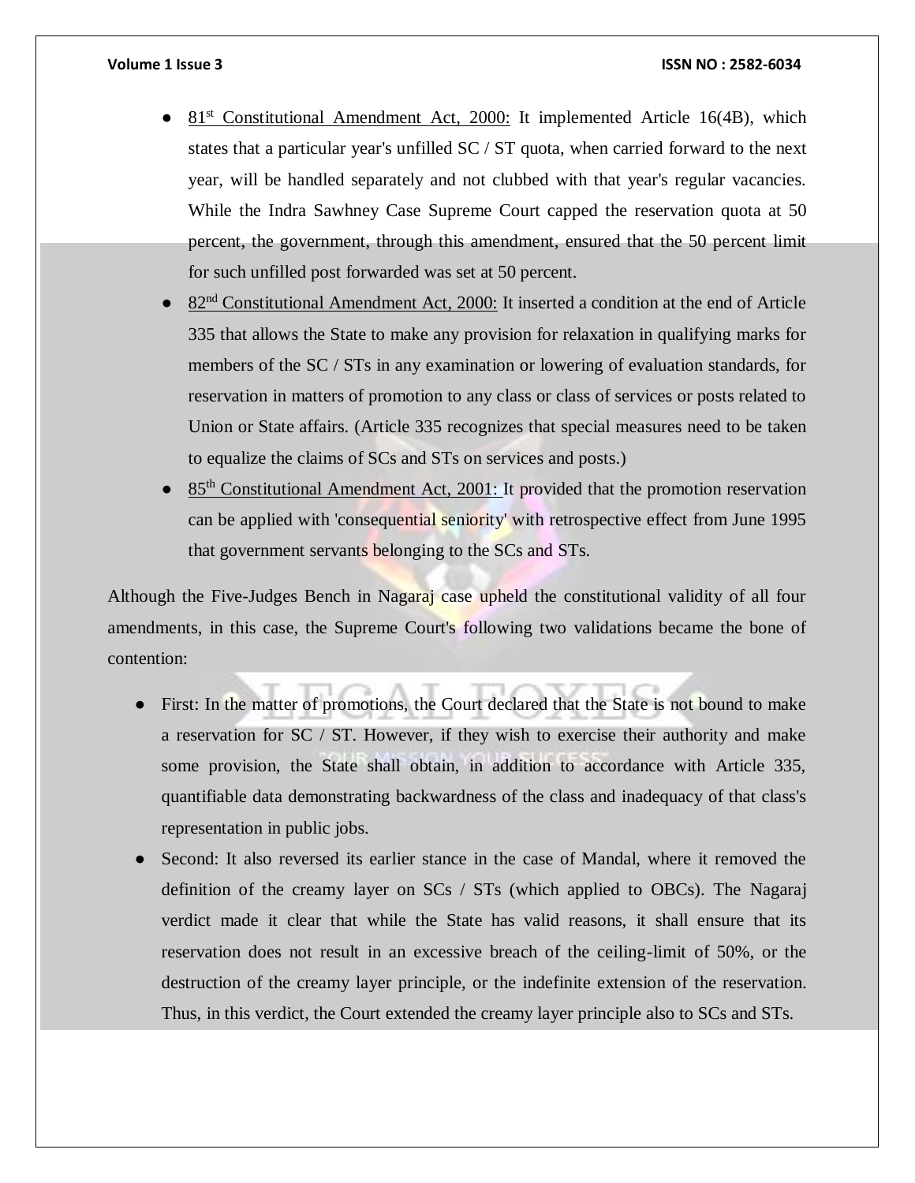- 81st Constitutional Amendment Act, 2000: It implemented Article 16(4B), which states that a particular year's unfilled SC / ST quota, when carried forward to the next year, will be handled separately and not clubbed with that year's regular vacancies. While the Indra Sawhney Case Supreme Court capped the reservation quota at 50 percent, the government, through this amendment, ensured that the 50 percent limit for such unfilled post forwarded was set at 50 percent.
- 82nd Constitutional Amendment Act, 2000: It inserted a condition at the end of Article 335 that allows the State to make any provision for relaxation in qualifying marks for members of the SC / STs in any examination or lowering of evaluation standards, for reservation in matters of promotion to any class or class of services or posts related to Union or State affairs. (Article 335 recognizes that special measures need to be taken to equalize the claims of SCs and STs on services and posts.)
- 85th Constitutional Amendment Act, 2001: It provided that the promotion reservation can be applied with 'consequential seniority' with retrospective effect from June 1995 that government servants belonging to the SCs and STs.

Although the Five-Judges Bench in Nagaraj case upheld the constitutional validity of all four amendments, in this case, the Supreme Court's following two validations became the bone of contention:

- First: In the matter of promotions, the Court declared that the State is not bound to make a reservation for SC / ST. However, if they wish to exercise their authority and make some provision, the State shall obtain, in addition to accordance with Article 335, quantifiable data demonstrating backwardness of the class and inadequacy of that class's representation in public jobs.
- Second: It also reversed its earlier stance in the case of Mandal, where it removed the definition of the creamy layer on SCs / STs (which applied to OBCs). The Nagaraj verdict made it clear that while the State has valid reasons, it shall ensure that its reservation does not result in an excessive breach of the ceiling-limit of 50%, or the destruction of the creamy layer principle, or the indefinite extension of the reservation. Thus, in this verdict, the Court extended the creamy layer principle also to SCs and STs.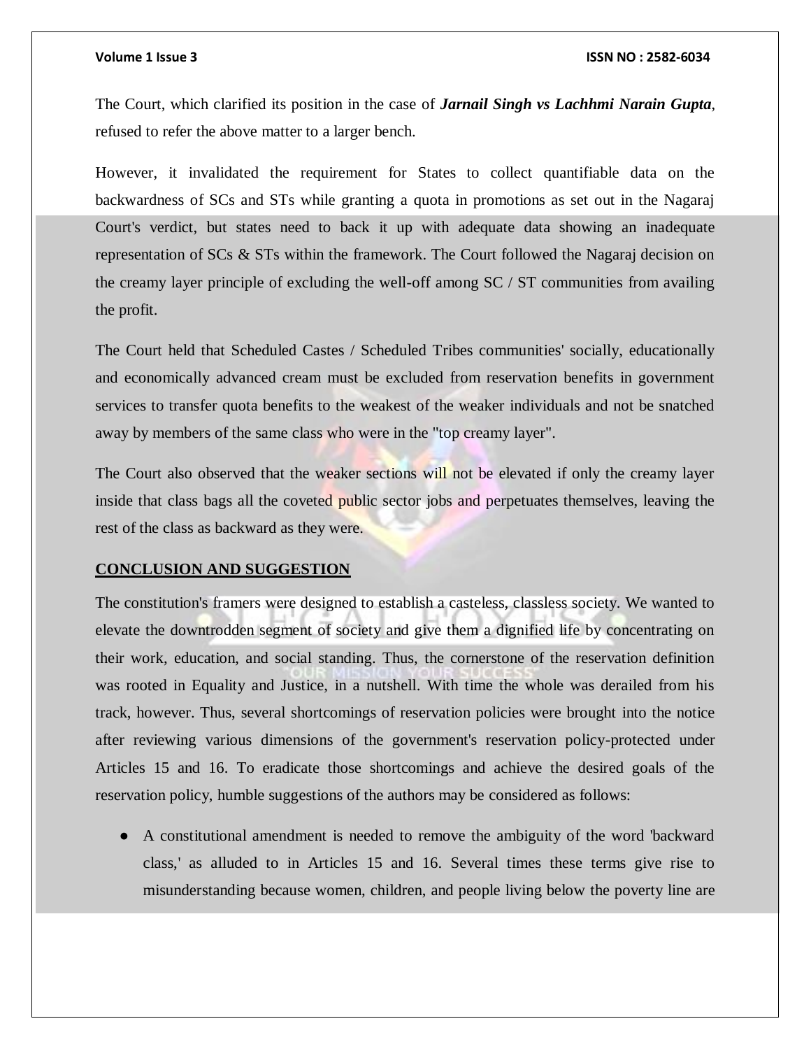The Court, which clarified its position in the case of ***Jarnail Singh vs Lachhmi Narain Gupta***, refused to refer the above matter to a larger bench.

However, it invalidated the requirement for States to collect quantifiable data on the backwardness of SCs and STs while granting a quota in promotions as set out in the Nagaraj Court's verdict, but states need to back it up with adequate data showing an inadequate representation of SCs & STs within the framework. The Court followed the Nagaraj decision on the creamy layer principle of excluding the well-off among SC / ST communities from availing the profit.

The Court held that Scheduled Castes / Scheduled Tribes communities' socially, educationally and economically advanced cream must be excluded from reservation benefits in government services to transfer quota benefits to the weakest of the weaker individuals and not be snatched away by members of the same class who were in the "top creamy layer".

The Court also observed that the weaker sections will not be elevated if only the creamy layer inside that class bags all the coveted public sector jobs and perpetuates themselves, leaving the rest of the class as backward as they were.

## CONCLUSION AND SUGGESTION

The constitution's framers were designed to establish a casteless, classless society. We wanted to elevate the downtrodden segment of society and give them a dignified life by concentrating on their work, education, and social standing. Thus, the cornerstone of the reservation definition was rooted in Equality and Justice, in a nutshell. With time the whole was derailed from his track, however. Thus, several shortcomings of reservation policies were brought into the notice after reviewing various dimensions of the government's reservation policy-protected under Articles 15 and 16. To eradicate those shortcomings and achieve the desired goals of the reservation policy, humble suggestions of the authors may be considered as follows:

- A constitutional amendment is needed to remove the ambiguity of the word 'backward class,' as alluded to in Articles 15 and 16. Several times these terms give rise to misunderstanding because women, children, and people living below the poverty line are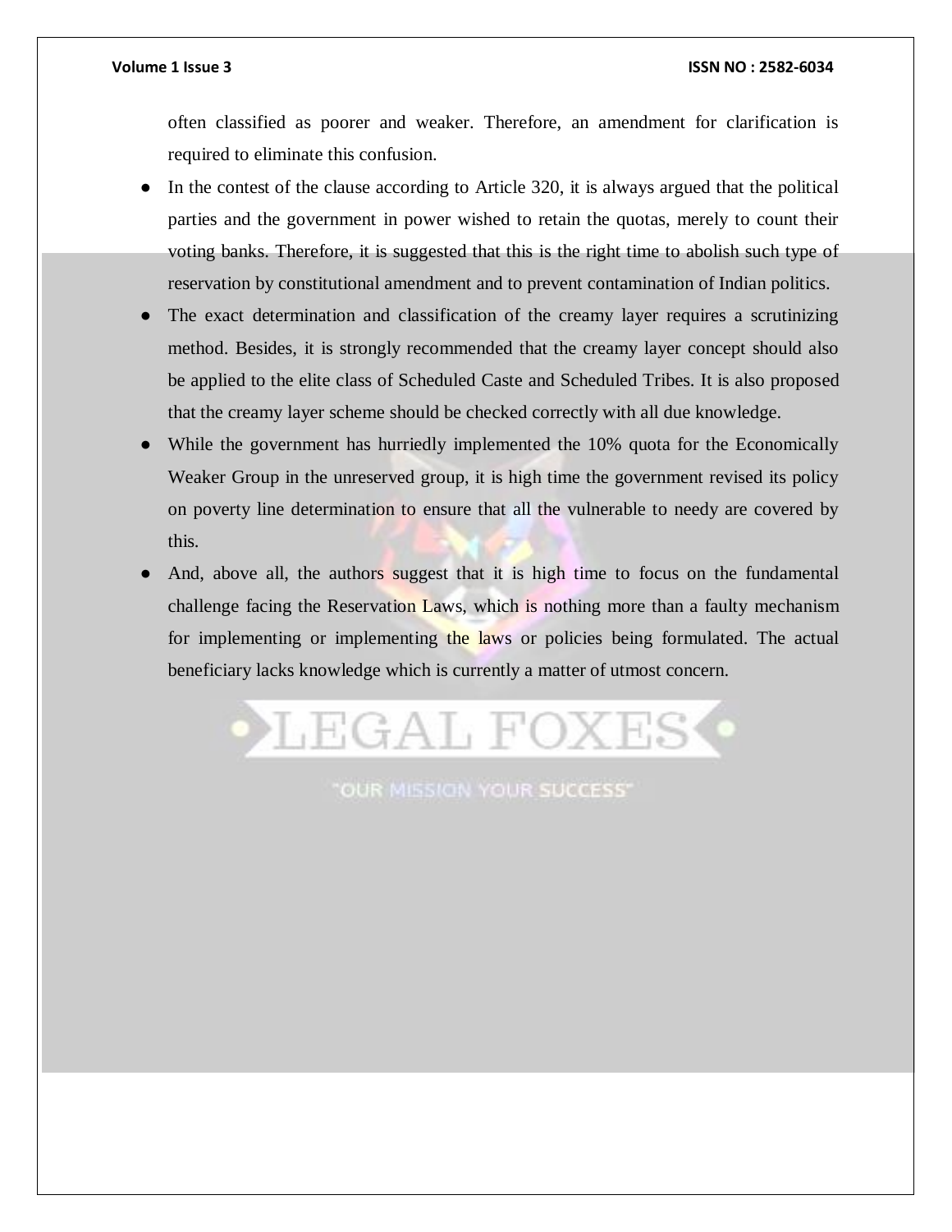often classified as poorer and weaker. Therefore, an amendment for clarification is required to eliminate this confusion.

- In the contest of the clause according to Article 320, it is always argued that the political parties and the government in power wished to retain the quotas, merely to count their voting banks. Therefore, it is suggested that this is the right time to abolish such type of reservation by constitutional amendment and to prevent contamination of Indian politics.
- The exact determination and classification of the creamy layer requires a scrutinizing method. Besides, it is strongly recommended that the creamy layer concept should also be applied to the elite class of Scheduled Caste and Scheduled Tribes. It is also proposed that the creamy layer scheme should be checked correctly with all due knowledge.
- While the government has hurriedly implemented the 10% quota for the Economically Weaker Group in the unreserved group, it is high time the government revised its policy on poverty line determination to ensure that all the vulnerable to needy are covered by this.
- And, above all, the authors suggest that it is high time to focus on the fundamental challenge facing the Reservation Laws, which is nothing more than a faulty mechanism for implementing or implementing the laws or policies being formulated. The actual beneficiary lacks knowledge which is currently a matter of utmost concern.